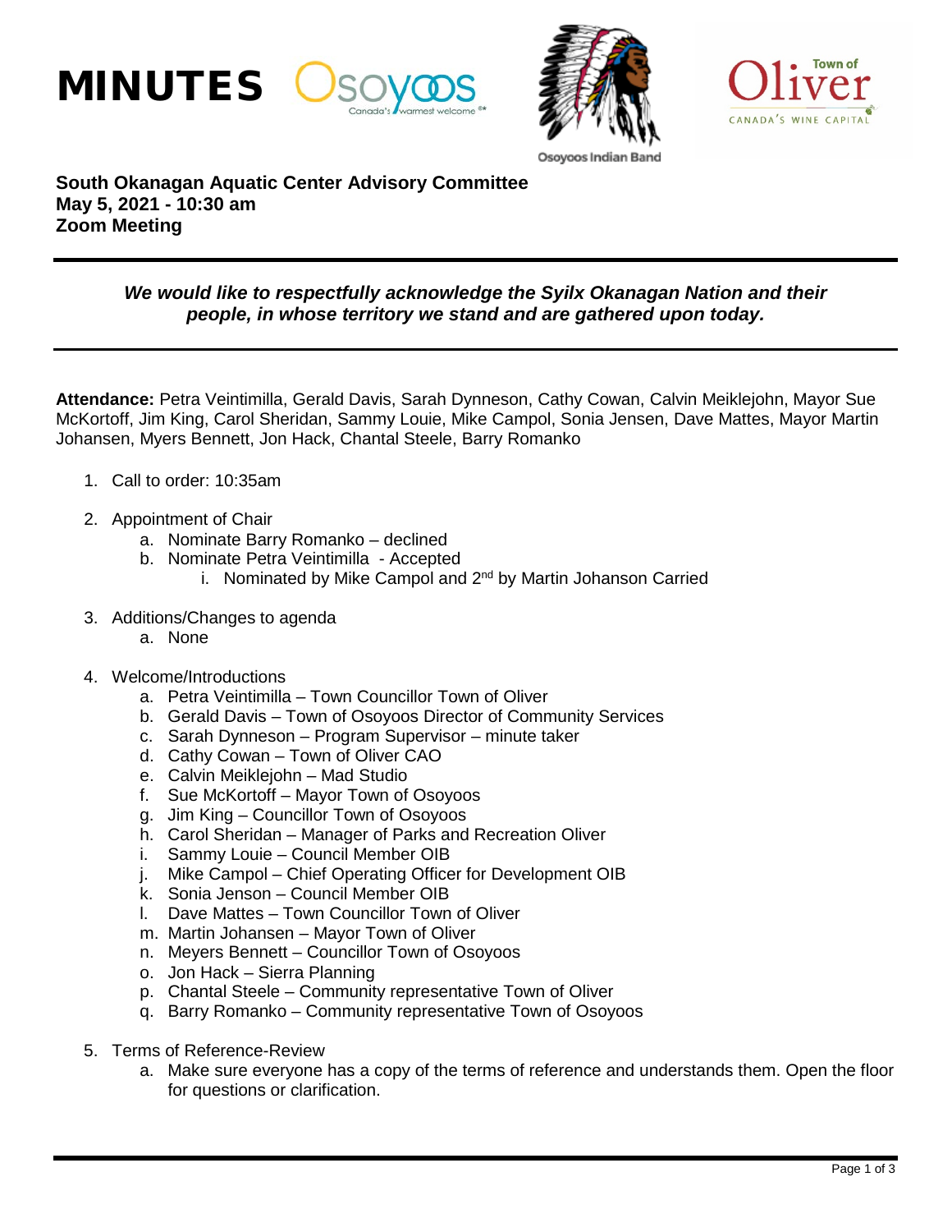# MINUTES

**South Okanagan Aquatic Center Advisory Committee**
**May 5, 2021 - 10:30 am**
**Zoom Meeting**

***We would like to respectfully acknowledge the Sylix Okanagan Nation and their people, in whose territory we stand and are gathered upon today.***

**Attendance:** Petra Veintimilla, Gerald Davis, Sarah Dynneson, Cathy Cowan, Calvin Meiklejohn, Mayor Sue McKortoff, Jim King, Carol Sheridan, Sammy Louie, Mike Campol, Sonia Jensen, Dave Mattes, Mayor Martin Johansen, Myers Bennett, Jon Hack, Chantal Steele, Barry Romanko

1. Call to order: 10:35am

2. Appointment of Chair
   a. Nominate Barry Romanko – declined
   b. Nominate Petra Veintimilla - Accepted
      i. Nominated by Mike Campol and 2nd by Martin Johanson Carried

3. Additions/Changes to agenda
   a. None

4. Welcome/Introductions
   a. Petra Veintimilla – Town Councillor Town of Oliver
   b. Gerald Davis – Town of Osoyoos Director of Community Services
   c. Sarah Dynneson – Program Supervisor – minute taker
   d. Cathy Cowan – Town of Oliver CAO
   e. Calvin Meiklejohn – Mad Studio
   f. Sue McKortoff – Mayor Town of Osoyoos
   g. Jim King – Councillor Town of Osoyoos
   h. Carol Sheridan – Manager of Parks and Recreation Oliver
   i. Sammy Louie – Council Member OIB
   j. Mike Campol – Chief Operating Officer for Development OIB
   k. Sonia Jenson – Council Member OIB
   l. Dave Mattes – Town Councillor Town of Oliver
   m. Martin Johansen – Mayor Town of Oliver
   n. Meyers Bennett – Councillor Town of Osoyoos
   o. Jon Hack – Sierra Planning
   p. Chantal Steele – Community representative Town of Oliver
   q. Barry Romanko – Community representative Town of Osoyoos

5. Terms of Reference-Review
   a. Make sure everyone has a copy of the terms of reference and understands them. Open the floor for questions or clarification.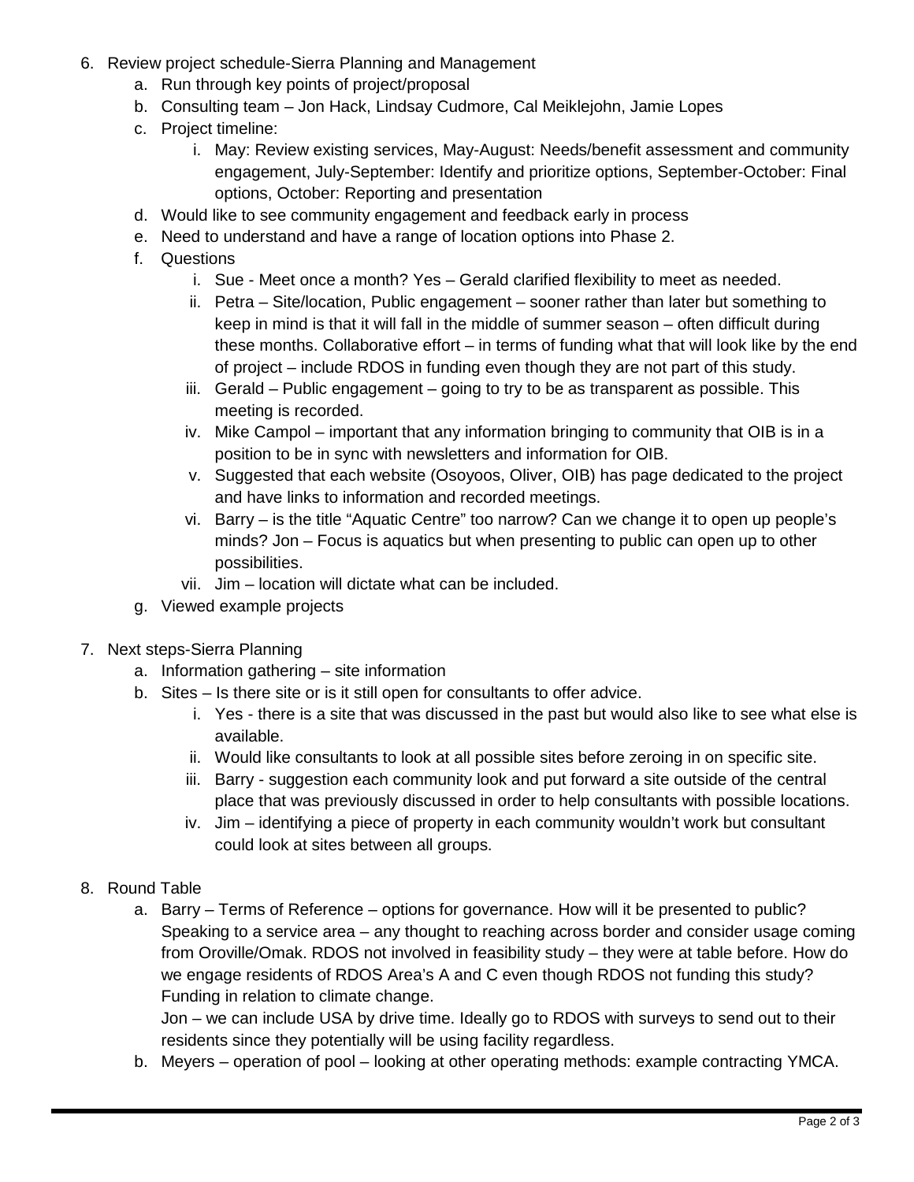6. Review project schedule-Sierra Planning and Management
   a. Run through key points of project/proposal
   b. Consulting team – Jon Hack, Lindsay Cudmore, Cal Meiklejohn, Jamie Lopes
   c. Project timeline:
      i. May: Review existing services, May-August: Needs/benefit assessment and community engagement, July-September: Identify and prioritize options, September-October: Final options, October: Reporting and presentation
   d. Would like to see community engagement and feedback early in process
   e. Need to understand and have a range of location options into Phase 2.
   f. Questions
      i. Sue - Meet once a month? Yes – Gerald clarified flexibility to meet as needed.
      ii. Petra – Site/location, Public engagement – sooner rather than later but something to keep in mind is that it will fall in the middle of summer season – often difficult during these months. Collaborative effort – in terms of funding what that will look like by the end of project – include RDOS in funding even though they are not part of this study.
      iii. Gerald – Public engagement – going to try to be as transparent as possible. This meeting is recorded.
      iv. Mike Campol – important that any information bringing to community that OIB is in a position to be in sync with newsletters and information for OIB.
      v. Suggested that each website (Osoyoos, Oliver, OIB) has page dedicated to the project and have links to information and recorded meetings.
      vi. Barry – is the title "Aquatic Centre" too narrow? Can we change it to open up people's minds? Jon – Focus is aquatics but when presenting to public can open up to other possibilities.
      vii. Jim – location will dictate what can be included.
   g. Viewed example projects

7. Next steps-Sierra Planning
   a. Information gathering – site information
   b. Sites – Is there site or is it still open for consultants to offer advice.
      i. Yes - there is a site that was discussed in the past but would also like to see what else is available.
      ii. Would like consultants to look at all possible sites before zeroing in on specific site.
      iii. Barry - suggestion each community look and put forward a site outside of the central place that was previously discussed in order to help consultants with possible locations.
      iv. Jim – identifying a piece of property in each community wouldn't work but consultant could look at sites between all groups.

8. Round Table
   a. Barry – Terms of Reference – options for governance. How will it be presented to public? Speaking to a service area – any thought to reaching across border and consider usage coming from Oroville/Omak. RDOS not involved in feasibility study – they were at table before. How do we engage residents of RDOS Area's A and C even though RDOS not funding this study? Funding in relation to climate change.
      Jon – we can include USA by drive time. Ideally go to RDOS with surveys to send out to their residents since they potentially will be using facility regardless.
   b. Meyers – operation of pool – looking at other operating methods: example contracting YMCA.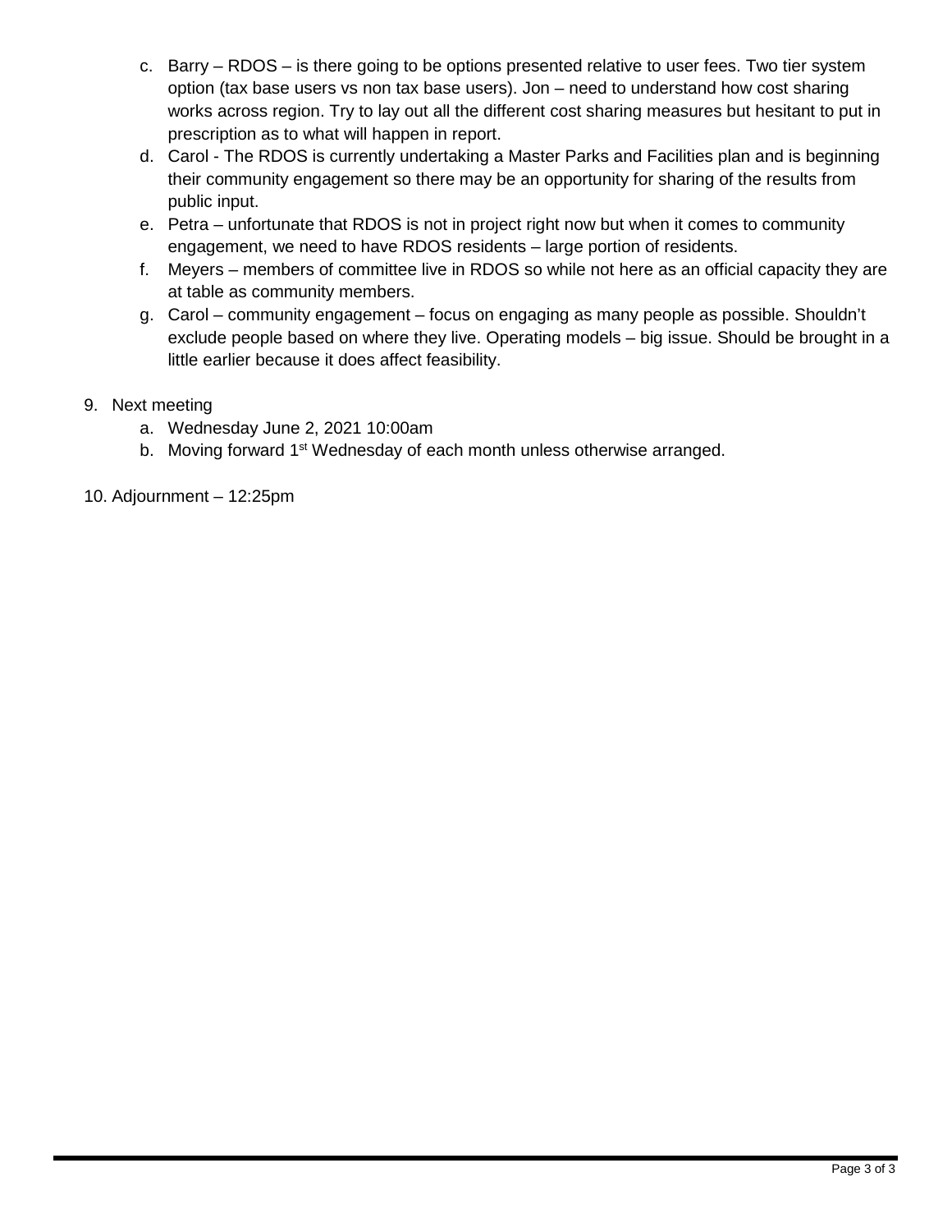c. Barry – RDOS – is there going to be options presented relative to user fees. Two tier system option (tax base users vs non tax base users). Jon – need to understand how cost sharing works across region. Try to lay out all the different cost sharing measures but hesitant to put in prescription as to what will happen in report.

d. Carol - The RDOS is currently undertaking a Master Parks and Facilities plan and is beginning their community engagement so there may be an opportunity for sharing of the results from public input.

e. Petra – unfortunate that RDOS is not in project right now but when it comes to community engagement, we need to have RDOS residents – large portion of residents.

f. Meyers – members of committee live in RDOS so while not here as an official capacity they are at table as community members.

g. Carol – community engagement – focus on engaging as many people as possible. Shouldn't exclude people based on where they live. Operating models – big issue. Should be brought in a little earlier because it does affect feasibility.

9. Next meeting
   a. Wednesday June 2, 2021 10:00am
   b. Moving forward 1st Wednesday of each month unless otherwise arranged.

10. Adjournment – 12:25pm